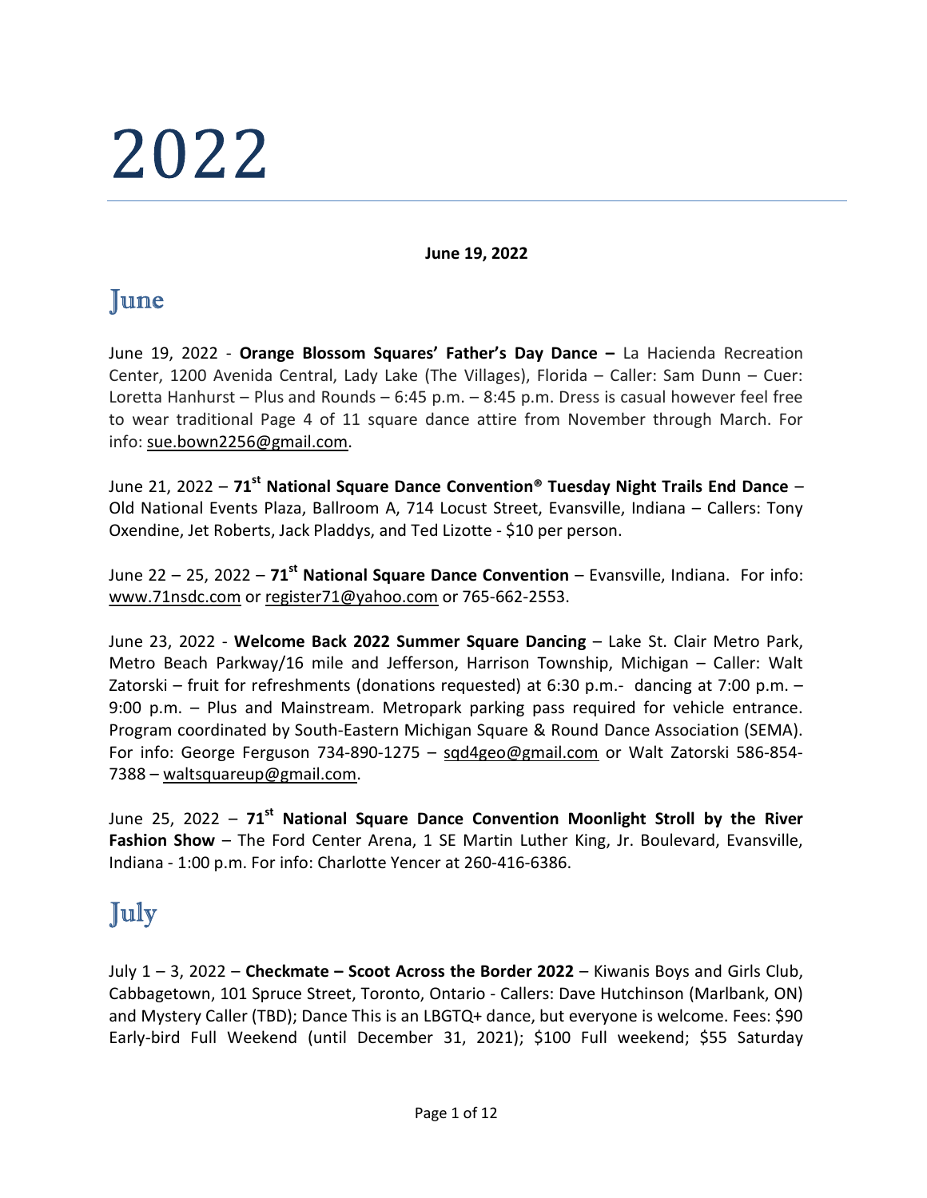# 2022

**June 19, 2022**

## June

June 19, 2022 - **Orange Blossom Squares' Father's Day Dance –** La Hacienda Recreation Center, 1200 Avenida Central, Lady Lake (The Villages), Florida – Caller: Sam Dunn – Cuer: Loretta Hanhurst – Plus and Rounds – 6:45 p.m. – 8:45 p.m. Dress is casual however feel free to wear traditional Page 4 of 11 square dance attire from November through March. For info: sue.bown2256@gmail.com.

June 21, 2022 – **71st National Square Dance Convention® Tuesday Night Trails End Dance** – Old National Events Plaza, Ballroom A, 714 Locust Street, Evansville, Indiana – Callers: Tony Oxendine, Jet Roberts, Jack Pladdys, and Ted Lizotte - $10 per person.

June 22 – 25, 2022 – **71st National Square Dance Convention** – Evansville, Indiana. For info: www.71nsdc.com or register71@yahoo.com or 765-662-2553.

June 23, 2022 - **Welcome Back 2022 Summer Square Dancing** – Lake St. Clair Metro Park, Metro Beach Parkway/16 mile and Jefferson, Harrison Township, Michigan – Caller: Walt Zatorski – fruit for refreshments (donations requested) at 6:30 p.m.- dancing at 7:00 p.m. – 9:00 p.m. – Plus and Mainstream. Metropark parking pass required for vehicle entrance. Program coordinated by South-Eastern Michigan Square & Round Dance Association (SEMA). For info: George Ferguson 734-890-1275 – sqd4geo@gmail.com or Walt Zatorski 586-854-7388 – waltsquareup@gmail.com.

June 25, 2022 – **71st National Square Dance Convention Moonlight Stroll by the River Fashion Show** – The Ford Center Arena, 1 SE Martin Luther King, Jr. Boulevard, Evansville, Indiana - 1:00 p.m. For info: Charlotte Yencer at 260-416-6386.

## July

July 1 – 3, 2022 – **Checkmate – Scoot Across the Border 2022** – Kiwanis Boys and Girls Club, Cabbagetown, 101 Spruce Street, Toronto, Ontario - Callers: Dave Hutchinson (Marlbank, ON) and Mystery Caller (TBD); Dance This is an LBGTQ+ dance, but everyone is welcome. Fees: $90 Early-bird Full Weekend (until December 31, 2021); $100 Full weekend; $55 Saturday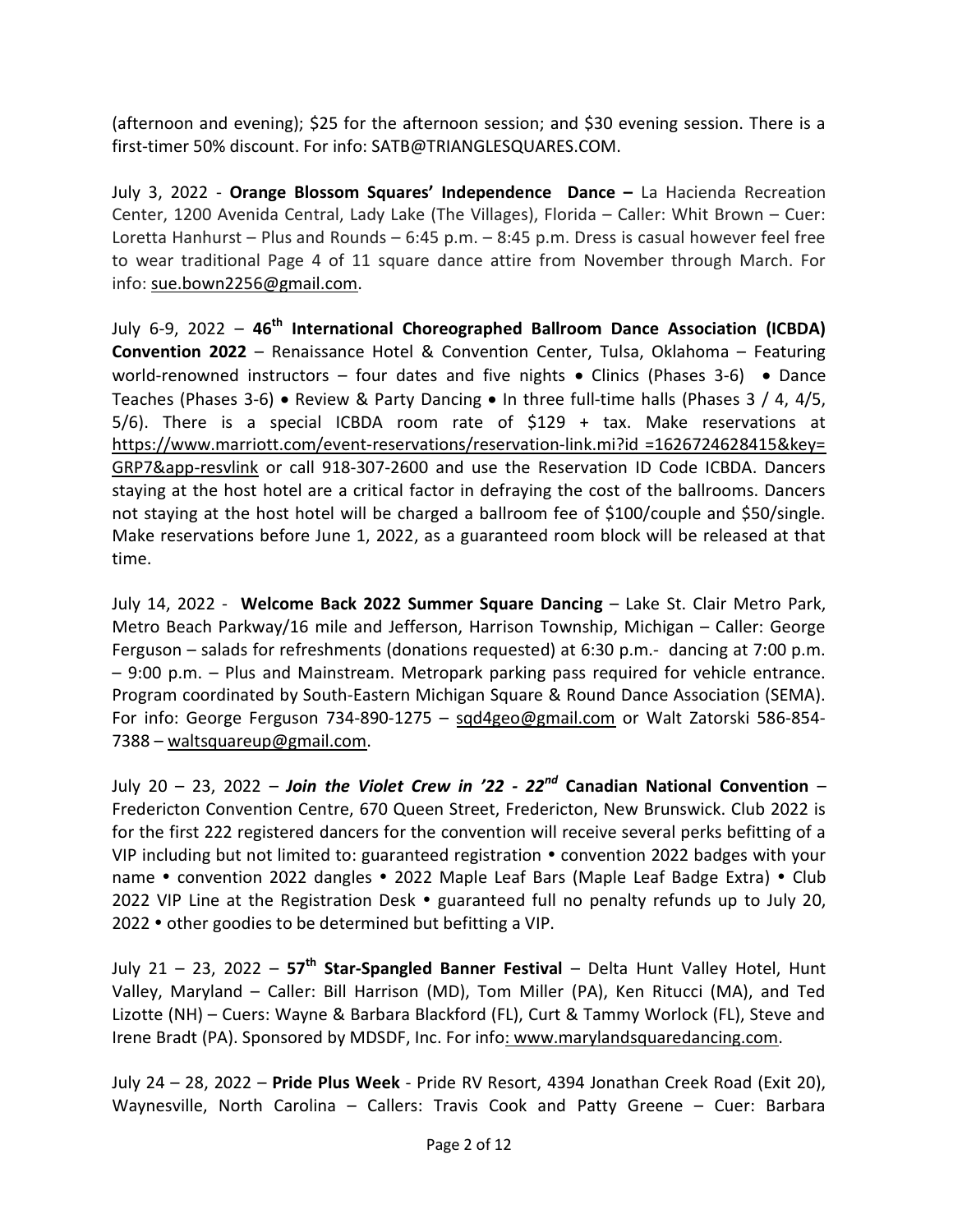(afternoon and evening); $25 for the afternoon session; and $30 evening session. There is a first-timer 50% discount. For info: SATB@TRIANGLESQUARES.COM.

July 3, 2022 - **Orange Blossom Squares' Independence Dance –** La Hacienda Recreation Center, 1200 Avenida Central, Lady Lake (The Villages), Florida – Caller: Whit Brown – Cuer: Loretta Hanhurst – Plus and Rounds – 6:45 p.m. – 8:45 p.m. Dress is casual however feel free to wear traditional Page 4 of 11 square dance attire from November through March. For info: sue.bown2256@gmail.com.

July 6-9, 2022 – **46th International Choreographed Ballroom Dance Association (ICBDA) Convention 2022** – Renaissance Hotel & Convention Center, Tulsa, Oklahoma – Featuring world-renowned instructors – four dates and five nights • Clinics (Phases 3-6) • Dance Teaches (Phases 3-6) • Review & Party Dancing • In three full-time halls (Phases 3 / 4, 4/5, 5/6). There is a special ICBDA room rate of $129 + tax. Make reservations at https://www.marriott.com/event-reservations/reservation-link.mi?id =1626724628415&key=GRP7&app-resvlink or call 918-307-2600 and use the Reservation ID Code ICBDA. Dancers staying at the host hotel are a critical factor in defraying the cost of the ballrooms. Dancers not staying at the host hotel will be charged a ballroom fee of $100/couple and $50/single. Make reservations before June 1, 2022, as a guaranteed room block will be released at that time.

July 14, 2022 - **Welcome Back 2022 Summer Square Dancing** – Lake St. Clair Metro Park, Metro Beach Parkway/16 mile and Jefferson, Harrison Township, Michigan – Caller: George Ferguson – salads for refreshments (donations requested) at 6:30 p.m.- dancing at 7:00 p.m. – 9:00 p.m. – Plus and Mainstream. Metropark parking pass required for vehicle entrance. Program coordinated by South-Eastern Michigan Square & Round Dance Association (SEMA). For info: George Ferguson 734-890-1275 – sqd4geo@gmail.com or Walt Zatorski 586-854-7388 – waltsquareup@gmail.com.

July 20 – 23, 2022 – ***Join the Violet Crew in '22 - 22nd* Canadian National Convention** – Fredericton Convention Centre, 670 Queen Street, Fredericton, New Brunswick. Club 2022 is for the first 222 registered dancers for the convention will receive several perks befitting of a VIP including but not limited to: guaranteed registration • convention 2022 badges with your name • convention 2022 dangles • 2022 Maple Leaf Bars (Maple Leaf Badge Extra) • Club 2022 VIP Line at the Registration Desk • guaranteed full no penalty refunds up to July 20, 2022 • other goodies to be determined but befitting a VIP.

July 21 – 23, 2022 – **57th Star-Spangled Banner Festival** – Delta Hunt Valley Hotel, Hunt Valley, Maryland – Caller: Bill Harrison (MD), Tom Miller (PA), Ken Ritucci (MA), and Ted Lizotte (NH) – Cuers: Wayne & Barbara Blackford (FL), Curt & Tammy Worlock (FL), Steve and Irene Bradt (PA). Sponsored by MDSDF, Inc. For info: www.marylandsquaredancing.com.

July 24 – 28, 2022 – **Pride Plus Week** - Pride RV Resort, 4394 Jonathan Creek Road (Exit 20), Waynesville, North Carolina – Callers: Travis Cook and Patty Greene – Cuer: Barbara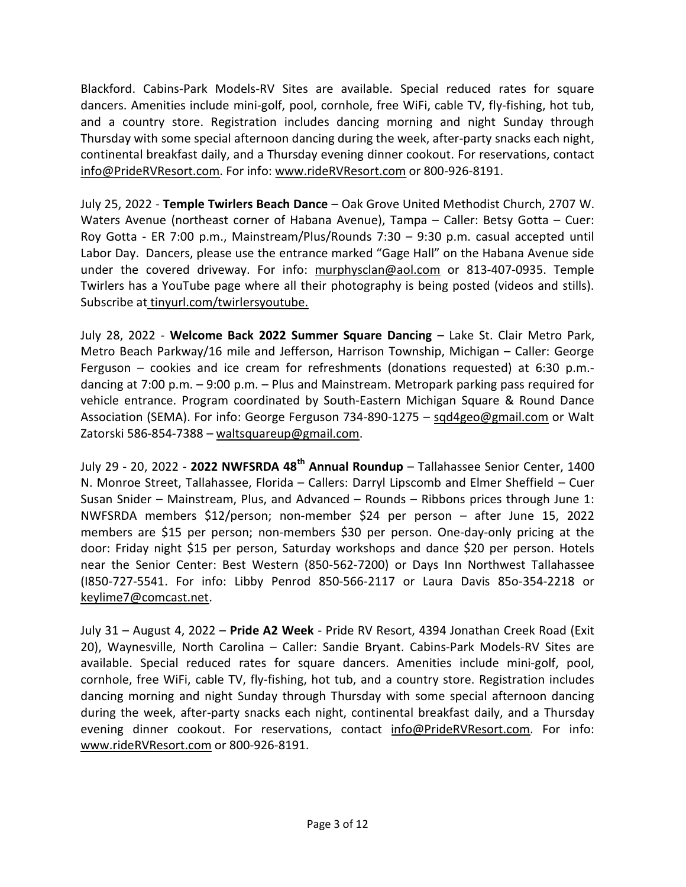Blackford. Cabins-Park Models-RV Sites are available. Special reduced rates for square dancers. Amenities include mini-golf, pool, cornhole, free WiFi, cable TV, fly-fishing, hot tub, and a country store. Registration includes dancing morning and night Sunday through Thursday with some special afternoon dancing during the week, after-party snacks each night, continental breakfast daily, and a Thursday evening dinner cookout. For reservations, contact info@PrideRVResort.com. For info: www.rideRVResort.com or 800-926-8191.

July 25, 2022 - **Temple Twirlers Beach Dance** – Oak Grove United Methodist Church, 2707 W. Waters Avenue (northeast corner of Habana Avenue), Tampa – Caller: Betsy Gotta – Cuer: Roy Gotta - ER 7:00 p.m., Mainstream/Plus/Rounds 7:30 – 9:30 p.m. casual accepted until Labor Day. Dancers, please use the entrance marked "Gage Hall" on the Habana Avenue side under the covered driveway. For info: murphysclan@aol.com or 813-407-0935. Temple Twirlers has a YouTube page where all their photography is being posted (videos and stills). Subscribe at tinyurl.com/twirlersyoutube.

July 28, 2022 - **Welcome Back 2022 Summer Square Dancing** – Lake St. Clair Metro Park, Metro Beach Parkway/16 mile and Jefferson, Harrison Township, Michigan – Caller: George Ferguson – cookies and ice cream for refreshments (donations requested) at 6:30 p.m.-dancing at 7:00 p.m. – 9:00 p.m. – Plus and Mainstream. Metropark parking pass required for vehicle entrance. Program coordinated by South-Eastern Michigan Square & Round Dance Association (SEMA). For info: George Ferguson 734-890-1275 – sqd4geo@gmail.com or Walt Zatorski 586-854-7388 – waltsquareup@gmail.com.

July 29 - 20, 2022 - **2022 NWFSRDA 48th Annual Roundup** – Tallahassee Senior Center, 1400 N. Monroe Street, Tallahassee, Florida – Callers: Darryl Lipscomb and Elmer Sheffield – Cuer Susan Snider – Mainstream, Plus, and Advanced – Rounds – Ribbons prices through June 1: NWFSRDA members $12/person; non-member $24 per person – after June 15, 2022 members are $15 per person; non-members $30 per person. One-day-only pricing at the door: Friday night $15 per person, Saturday workshops and dance $20 per person. Hotels near the Senior Center: Best Western (850-562-7200) or Days Inn Northwest Tallahassee (I850-727-5541. For info: Libby Penrod 850-566-2117 or Laura Davis 85o-354-2218 or keylime7@comcast.net.

July 31 – August 4, 2022 – **Pride A2 Week** - Pride RV Resort, 4394 Jonathan Creek Road (Exit 20), Waynesville, North Carolina – Caller: Sandie Bryant. Cabins-Park Models-RV Sites are available. Special reduced rates for square dancers. Amenities include mini-golf, pool, cornhole, free WiFi, cable TV, fly-fishing, hot tub, and a country store. Registration includes dancing morning and night Sunday through Thursday with some special afternoon dancing during the week, after-party snacks each night, continental breakfast daily, and a Thursday evening dinner cookout. For reservations, contact info@PrideRVResort.com. For info: www.rideRVResort.com or 800-926-8191.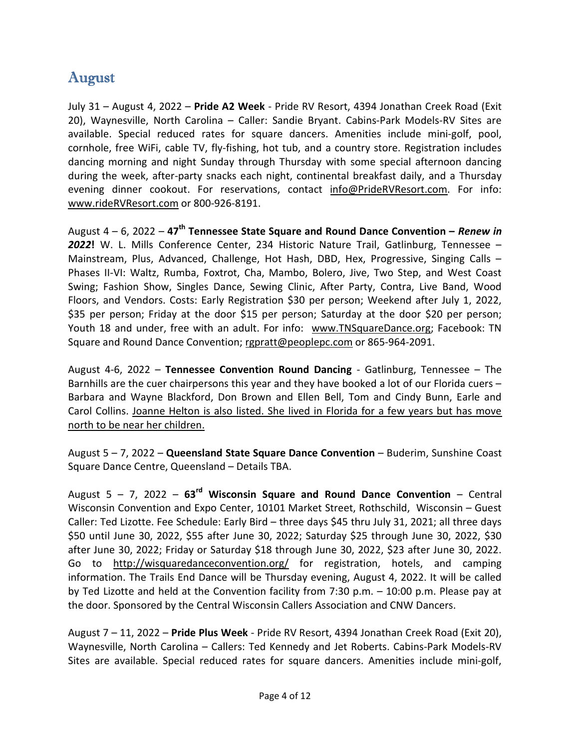## August

July 31 – August 4, 2022 – **Pride A2 Week** - Pride RV Resort, 4394 Jonathan Creek Road (Exit 20), Waynesville, North Carolina – Caller: Sandie Bryant. Cabins-Park Models-RV Sites are available. Special reduced rates for square dancers. Amenities include mini-golf, pool, cornhole, free WiFi, cable TV, fly-fishing, hot tub, and a country store. Registration includes dancing morning and night Sunday through Thursday with some special afternoon dancing during the week, after-party snacks each night, continental breakfast daily, and a Thursday evening dinner cookout. For reservations, contact info@PrideRVResort.com. For info: www.rideRVResort.com or 800-926-8191.

August 4 – 6, 2022 – **47th Tennessee State Square and Round Dance Convention –** ***Renew in 2022*****!** W. L. Mills Conference Center, 234 Historic Nature Trail, Gatlinburg, Tennessee – Mainstream, Plus, Advanced, Challenge, Hot Hash, DBD, Hex, Progressive, Singing Calls – Phases II-VI: Waltz, Rumba, Foxtrot, Cha, Mambo, Bolero, Jive, Two Step, and West Coast Swing; Fashion Show, Singles Dance, Sewing Clinic, After Party, Contra, Live Band, Wood Floors, and Vendors. Costs: Early Registration $30 per person; Weekend after July 1, 2022, $35 per person; Friday at the door $15 per person; Saturday at the door $20 per person; Youth 18 and under, free with an adult. For info: www.TNSquareDance.org; Facebook: TN Square and Round Dance Convention; rgpratt@peoplepc.com or 865-964-2091.

August 4-6, 2022 – **Tennessee Convention Round Dancing** - Gatlinburg, Tennessee – The Barnhills are the cuer chairpersons this year and they have booked a lot of our Florida cuers – Barbara and Wayne Blackford, Don Brown and Ellen Bell, Tom and Cindy Bunn, Earle and Carol Collins. Joanne Helton is also listed. She lived in Florida for a few years but has move north to be near her children.

August 5 – 7, 2022 – **Queensland State Square Dance Convention** – Buderim, Sunshine Coast Square Dance Centre, Queensland – Details TBA.

August 5 – 7, 2022 – **63rd Wisconsin Square and Round Dance Convention** – Central Wisconsin Convention and Expo Center, 10101 Market Street, Rothschild, Wisconsin – Guest Caller: Ted Lizotte. Fee Schedule: Early Bird – three days $45 thru July 31, 2021; all three days $50 until June 30, 2022, $55 after June 30, 2022; Saturday $25 through June 30, 2022, $30 after June 30, 2022; Friday or Saturday $18 through June 30, 2022, $23 after June 30, 2022. Go to http://wisquaredanceconvention.org/ for registration, hotels, and camping information. The Trails End Dance will be Thursday evening, August 4, 2022. It will be called by Ted Lizotte and held at the Convention facility from 7:30 p.m. – 10:00 p.m. Please pay at the door. Sponsored by the Central Wisconsin Callers Association and CNW Dancers.

August 7 – 11, 2022 – **Pride Plus Week** - Pride RV Resort, 4394 Jonathan Creek Road (Exit 20), Waynesville, North Carolina – Callers: Ted Kennedy and Jet Roberts. Cabins-Park Models-RV Sites are available. Special reduced rates for square dancers. Amenities include mini-golf,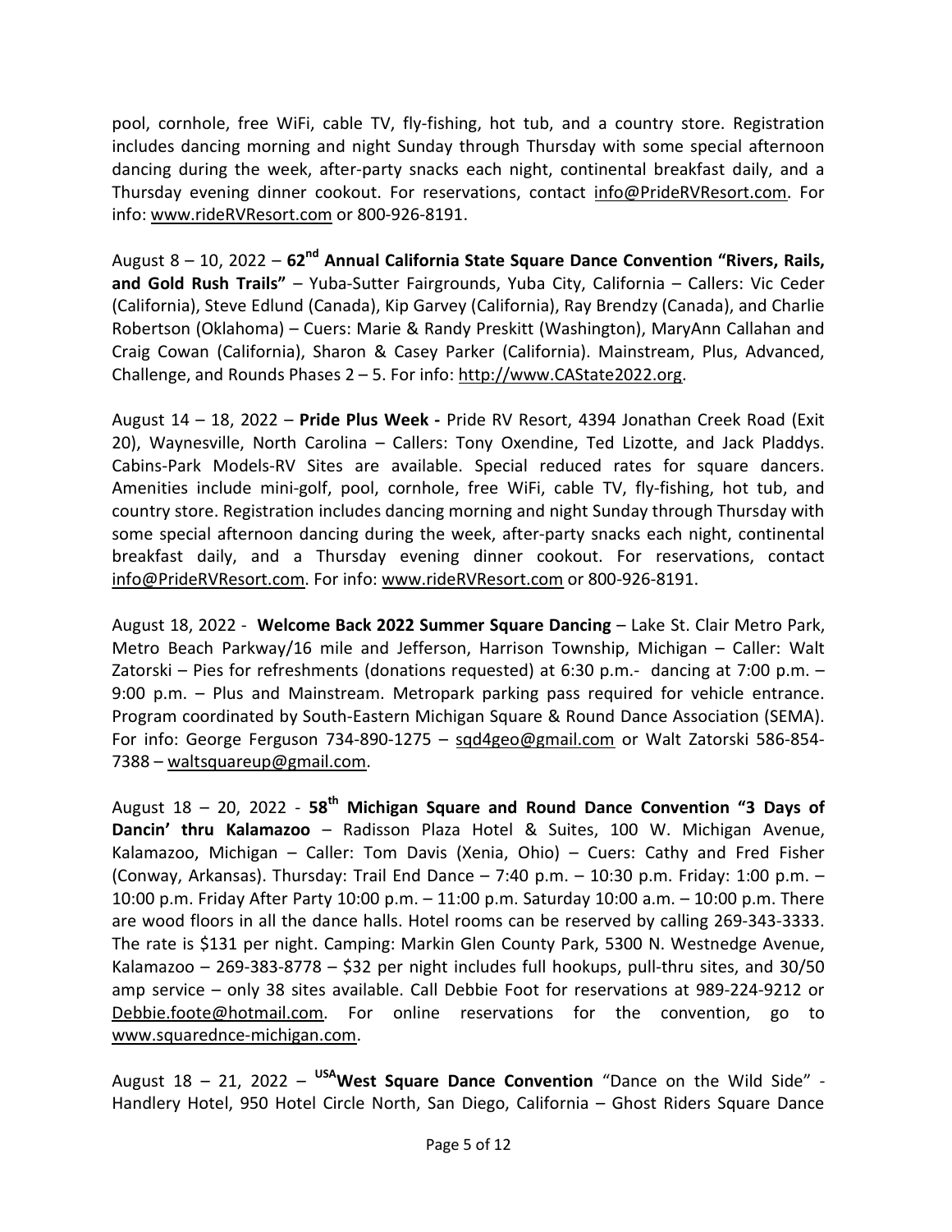pool, cornhole, free WiFi, cable TV, fly-fishing, hot tub, and a country store. Registration includes dancing morning and night Sunday through Thursday with some special afternoon dancing during the week, after-party snacks each night, continental breakfast daily, and a Thursday evening dinner cookout. For reservations, contact info@PrideRVResort.com. For info: www.rideRVResort.com or 800-926-8191.

August 8 – 10, 2022 – **62nd Annual California State Square Dance Convention "Rivers, Rails, and Gold Rush Trails"** – Yuba-Sutter Fairgrounds, Yuba City, California – Callers: Vic Ceder (California), Steve Edlund (Canada), Kip Garvey (California), Ray Brendzy (Canada), and Charlie Robertson (Oklahoma) – Cuers: Marie & Randy Preskitt (Washington), MaryAnn Callahan and Craig Cowan (California), Sharon & Casey Parker (California). Mainstream, Plus, Advanced, Challenge, and Rounds Phases 2 – 5. For info: http://www.CAState2022.org.

August 14 – 18, 2022 – **Pride Plus Week -** Pride RV Resort, 4394 Jonathan Creek Road (Exit 20), Waynesville, North Carolina – Callers: Tony Oxendine, Ted Lizotte, and Jack Pladdys. Cabins-Park Models-RV Sites are available. Special reduced rates for square dancers. Amenities include mini-golf, pool, cornhole, free WiFi, cable TV, fly-fishing, hot tub, and country store. Registration includes dancing morning and night Sunday through Thursday with some special afternoon dancing during the week, after-party snacks each night, continental breakfast daily, and a Thursday evening dinner cookout. For reservations, contact info@PrideRVResort.com. For info: www.rideRVResort.com or 800-926-8191.

August 18, 2022 - **Welcome Back 2022 Summer Square Dancing** – Lake St. Clair Metro Park, Metro Beach Parkway/16 mile and Jefferson, Harrison Township, Michigan – Caller: Walt Zatorski – Pies for refreshments (donations requested) at 6:30 p.m.- dancing at 7:00 p.m. – 9:00 p.m. – Plus and Mainstream. Metropark parking pass required for vehicle entrance. Program coordinated by South-Eastern Michigan Square & Round Dance Association (SEMA). For info: George Ferguson 734-890-1275 – sqd4geo@gmail.com or Walt Zatorski 586-854-7388 – waltsquareup@gmail.com.

August 18 – 20, 2022 - **58th Michigan Square and Round Dance Convention "3 Days of Dancin' thru Kalamazoo** – Radisson Plaza Hotel & Suites, 100 W. Michigan Avenue, Kalamazoo, Michigan – Caller: Tom Davis (Xenia, Ohio) – Cuers: Cathy and Fred Fisher (Conway, Arkansas). Thursday: Trail End Dance – 7:40 p.m. – 10:30 p.m. Friday: 1:00 p.m. – 10:00 p.m. Friday After Party 10:00 p.m. – 11:00 p.m. Saturday 10:00 a.m. – 10:00 p.m. There are wood floors in all the dance halls. Hotel rooms can be reserved by calling 269-343-3333. The rate is $131 per night. Camping: Markin Glen County Park, 5300 N. Westnedge Avenue, Kalamazoo – 269-383-8778 – $32 per night includes full hookups, pull-thru sites, and 30/50 amp service – only 38 sites available. Call Debbie Foot for reservations at 989-224-9212 or Debbie.foote@hotmail.com. For online reservations for the convention, go to www.squarednce-michigan.com.

August 18 – 21, 2022 – **USAWest Square Dance Convention** "Dance on the Wild Side" - Handlery Hotel, 950 Hotel Circle North, San Diego, California – Ghost Riders Square Dance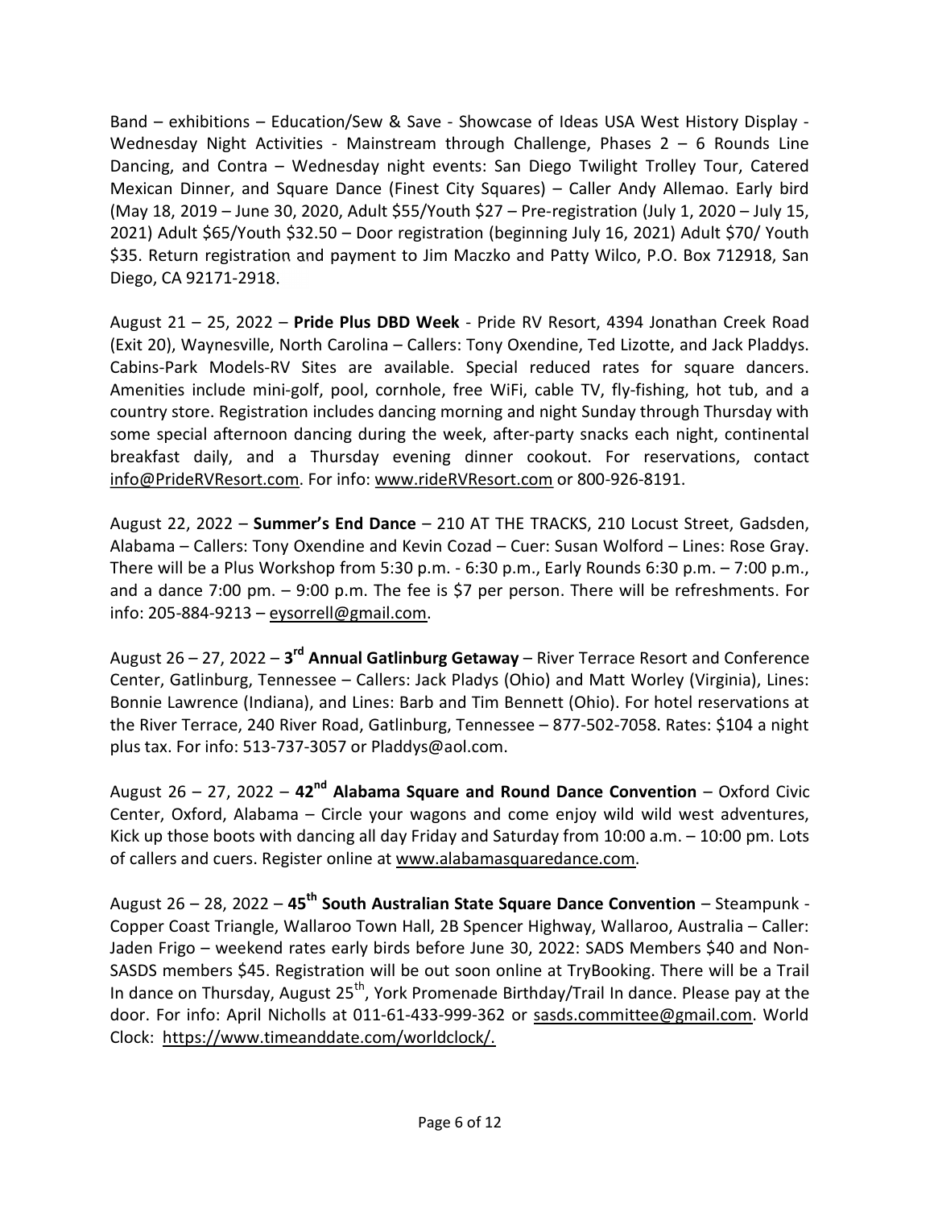Band – exhibitions – Education/Sew & Save - Showcase of Ideas USA West History Display - Wednesday Night Activities - Mainstream through Challenge, Phases 2 – 6 Rounds Line Dancing, and Contra – Wednesday night events: San Diego Twilight Trolley Tour, Catered Mexican Dinner, and Square Dance (Finest City Squares) – Caller Andy Allemao. Early bird (May 18, 2019 – June 30, 2020, Adult $55/Youth $27 – Pre-registration (July 1, 2020 – July 15, 2021) Adult $65/Youth $32.50 – Door registration (beginning July 16, 2021) Adult $70/ Youth $35. Return registration and payment to Jim Maczko and Patty Wilco, P.O. Box 712918, San Diego, CA 92171-2918.

August 21 – 25, 2022 – **Pride Plus DBD Week** - Pride RV Resort, 4394 Jonathan Creek Road (Exit 20), Waynesville, North Carolina – Callers: Tony Oxendine, Ted Lizotte, and Jack Pladdys. Cabins-Park Models-RV Sites are available. Special reduced rates for square dancers. Amenities include mini-golf, pool, cornhole, free WiFi, cable TV, fly-fishing, hot tub, and a country store. Registration includes dancing morning and night Sunday through Thursday with some special afternoon dancing during the week, after-party snacks each night, continental breakfast daily, and a Thursday evening dinner cookout. For reservations, contact info@PrideRVResort.com. For info: www.rideRVResort.com or 800-926-8191.

August 22, 2022 – **Summer's End Dance** – 210 AT THE TRACKS, 210 Locust Street, Gadsden, Alabama – Callers: Tony Oxendine and Kevin Cozad – Cuer: Susan Wolford – Lines: Rose Gray. There will be a Plus Workshop from 5:30 p.m. - 6:30 p.m., Early Rounds 6:30 p.m. – 7:00 p.m., and a dance 7:00 pm. – 9:00 p.m. The fee is $7 per person. There will be refreshments. For info: 205-884-9213 – eysorrell@gmail.com.

August 26 – 27, 2022 – **3rd Annual Gatlinburg Getaway** – River Terrace Resort and Conference Center, Gatlinburg, Tennessee – Callers: Jack Pladys (Ohio) and Matt Worley (Virginia), Lines: Bonnie Lawrence (Indiana), and Lines: Barb and Tim Bennett (Ohio). For hotel reservations at the River Terrace, 240 River Road, Gatlinburg, Tennessee – 877-502-7058. Rates: $104 a night plus tax. For info: 513-737-3057 or Pladdys@aol.com.

August 26 – 27, 2022 – **42nd Alabama Square and Round Dance Convention** – Oxford Civic Center, Oxford, Alabama – Circle your wagons and come enjoy wild wild west adventures, Kick up those boots with dancing all day Friday and Saturday from 10:00 a.m. – 10:00 pm. Lots of callers and cuers. Register online at www.alabamasquaredance.com.

August 26 – 28, 2022 – **45th South Australian State Square Dance Convention** – Steampunk - Copper Coast Triangle, Wallaroo Town Hall, 2B Spencer Highway, Wallaroo, Australia – Caller: Jaden Frigo – weekend rates early birds before June 30, 2022: SADS Members $40 and Non-SASDS members $45. Registration will be out soon online at TryBooking. There will be a Trail In dance on Thursday, August 25th, York Promenade Birthday/Trail In dance. Please pay at the door. For info: April Nicholls at 011-61-433-999-362 or sasds.committee@gmail.com. World Clock: https://www.timeanddate.com/worldclock/.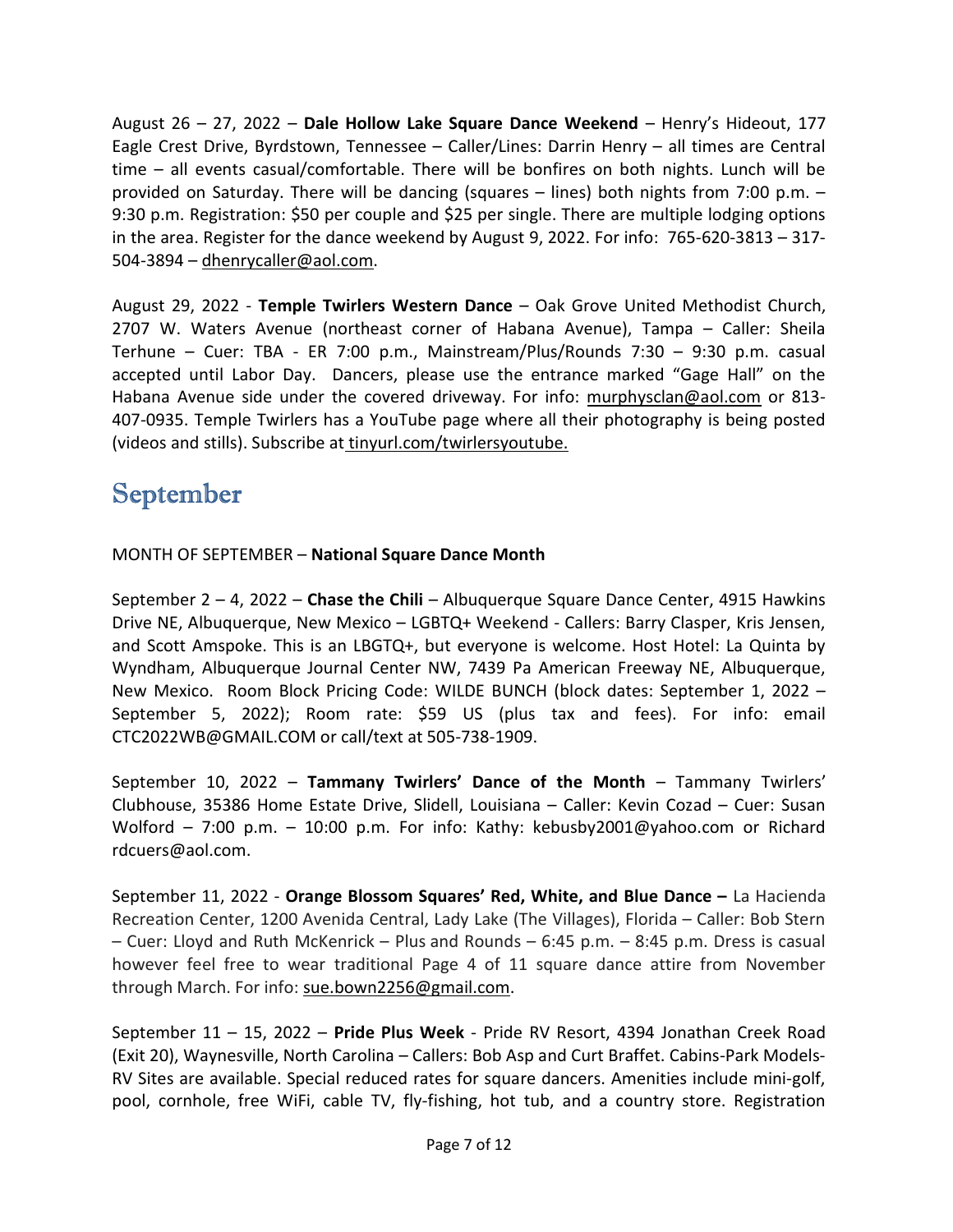August 26 – 27, 2022 – **Dale Hollow Lake Square Dance Weekend** – Henry's Hideout, 177 Eagle Crest Drive, Byrdstown, Tennessee – Caller/Lines: Darrin Henry – all times are Central time – all events casual/comfortable. There will be bonfires on both nights. Lunch will be provided on Saturday. There will be dancing (squares – lines) both nights from 7:00 p.m. – 9:30 p.m. Registration: $50 per couple and $25 per single. There are multiple lodging options in the area. Register for the dance weekend by August 9, 2022. For info: 765-620-3813 – 317-504-3894 – dhenrycaller@aol.com.

August 29, 2022 - **Temple Twirlers Western Dance** – Oak Grove United Methodist Church, 2707 W. Waters Avenue (northeast corner of Habana Avenue), Tampa – Caller: Sheila Terhune – Cuer: TBA - ER 7:00 p.m., Mainstream/Plus/Rounds 7:30 – 9:30 p.m. casual accepted until Labor Day. Dancers, please use the entrance marked "Gage Hall" on the Habana Avenue side under the covered driveway. For info: murphysclan@aol.com or 813-407-0935. Temple Twirlers has a YouTube page where all their photography is being posted (videos and stills). Subscribe at tinyurl.com/twirlersyoutube.

# September

MONTH OF SEPTEMBER – **National Square Dance Month**

September 2 – 4, 2022 – **Chase the Chili** – Albuquerque Square Dance Center, 4915 Hawkins Drive NE, Albuquerque, New Mexico – LGBTQ+ Weekend - Callers: Barry Clasper, Kris Jensen, and Scott Amspoke. This is an LBGTQ+, but everyone is welcome. Host Hotel: La Quinta by Wyndham, Albuquerque Journal Center NW, 7439 Pa American Freeway NE, Albuquerque, New Mexico. Room Block Pricing Code: WILDE BUNCH (block dates: September 1, 2022 – September 5, 2022); Room rate: $59 US (plus tax and fees). For info: email CTC2022WB@GMAIL.COM or call/text at 505-738-1909.

September 10, 2022 – **Tammany Twirlers' Dance of the Month** – Tammany Twirlers' Clubhouse, 35386 Home Estate Drive, Slidell, Louisiana – Caller: Kevin Cozad – Cuer: Susan Wolford – 7:00 p.m. – 10:00 p.m. For info: Kathy: kebusby2001@yahoo.com or Richard rdcuers@aol.com.

September 11, 2022 - **Orange Blossom Squares' Red, White, and Blue Dance –** La Hacienda Recreation Center, 1200 Avenida Central, Lady Lake (The Villages), Florida – Caller: Bob Stern – Cuer: Lloyd and Ruth McKenrick – Plus and Rounds – 6:45 p.m. – 8:45 p.m. Dress is casual however feel free to wear traditional Page 4 of 11 square dance attire from November through March. For info: sue.bown2256@gmail.com.

September 11 – 15, 2022 – **Pride Plus Week** - Pride RV Resort, 4394 Jonathan Creek Road (Exit 20), Waynesville, North Carolina – Callers: Bob Asp and Curt Braffet. Cabins-Park Models-RV Sites are available. Special reduced rates for square dancers. Amenities include mini-golf, pool, cornhole, free WiFi, cable TV, fly-fishing, hot tub, and a country store. Registration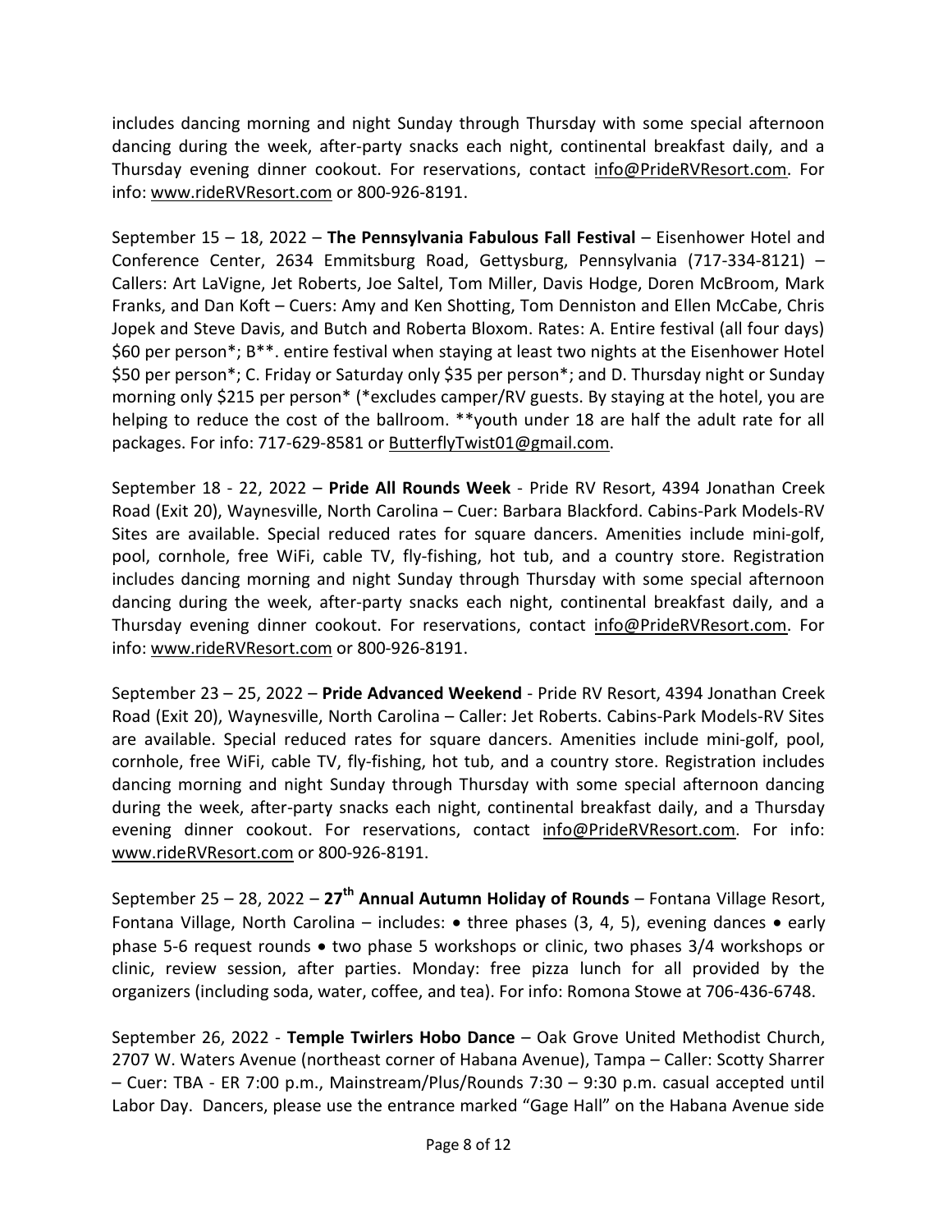includes dancing morning and night Sunday through Thursday with some special afternoon dancing during the week, after-party snacks each night, continental breakfast daily, and a Thursday evening dinner cookout. For reservations, contact info@PrideRVResort.com. For info: www.rideRVResort.com or 800-926-8191.

September 15 – 18, 2022 – **The Pennsylvania Fabulous Fall Festival** – Eisenhower Hotel and Conference Center, 2634 Emmitsburg Road, Gettysburg, Pennsylvania (717-334-8121) – Callers: Art LaVigne, Jet Roberts, Joe Saltel, Tom Miller, Davis Hodge, Doren McBroom, Mark Franks, and Dan Koft – Cuers: Amy and Ken Shotting, Tom Denniston and Ellen McCabe, Chris Jopek and Steve Davis, and Butch and Roberta Bloxom. Rates: A. Entire festival (all four days) $60 per person*; B**. entire festival when staying at least two nights at the Eisenhower Hotel $50 per person*; C. Friday or Saturday only $35 per person*; and D. Thursday night or Sunday morning only $215 per person* (*excludes camper/RV guests. By staying at the hotel, you are helping to reduce the cost of the ballroom. **youth under 18 are half the adult rate for all packages. For info: 717-629-8581 or ButterflyTwist01@gmail.com.

September 18 - 22, 2022 – **Pride All Rounds Week** - Pride RV Resort, 4394 Jonathan Creek Road (Exit 20), Waynesville, North Carolina – Cuer: Barbara Blackford. Cabins-Park Models-RV Sites are available. Special reduced rates for square dancers. Amenities include mini-golf, pool, cornhole, free WiFi, cable TV, fly-fishing, hot tub, and a country store. Registration includes dancing morning and night Sunday through Thursday with some special afternoon dancing during the week, after-party snacks each night, continental breakfast daily, and a Thursday evening dinner cookout. For reservations, contact info@PrideRVResort.com. For info: www.rideRVResort.com or 800-926-8191.

September 23 – 25, 2022 – **Pride Advanced Weekend** - Pride RV Resort, 4394 Jonathan Creek Road (Exit 20), Waynesville, North Carolina – Caller: Jet Roberts. Cabins-Park Models-RV Sites are available. Special reduced rates for square dancers. Amenities include mini-golf, pool, cornhole, free WiFi, cable TV, fly-fishing, hot tub, and a country store. Registration includes dancing morning and night Sunday through Thursday with some special afternoon dancing during the week, after-party snacks each night, continental breakfast daily, and a Thursday evening dinner cookout. For reservations, contact info@PrideRVResort.com. For info: www.rideRVResort.com or 800-926-8191.

September 25 – 28, 2022 – **27th Annual Autumn Holiday of Rounds** – Fontana Village Resort, Fontana Village, North Carolina – includes: • three phases (3, 4, 5), evening dances • early phase 5-6 request rounds • two phase 5 workshops or clinic, two phases 3/4 workshops or clinic, review session, after parties. Monday: free pizza lunch for all provided by the organizers (including soda, water, coffee, and tea). For info: Romona Stowe at 706-436-6748.

September 26, 2022 - **Temple Twirlers Hobo Dance** – Oak Grove United Methodist Church, 2707 W. Waters Avenue (northeast corner of Habana Avenue), Tampa – Caller: Scotty Sharrer – Cuer: TBA - ER 7:00 p.m., Mainstream/Plus/Rounds 7:30 – 9:30 p.m. casual accepted until Labor Day. Dancers, please use the entrance marked "Gage Hall" on the Habana Avenue side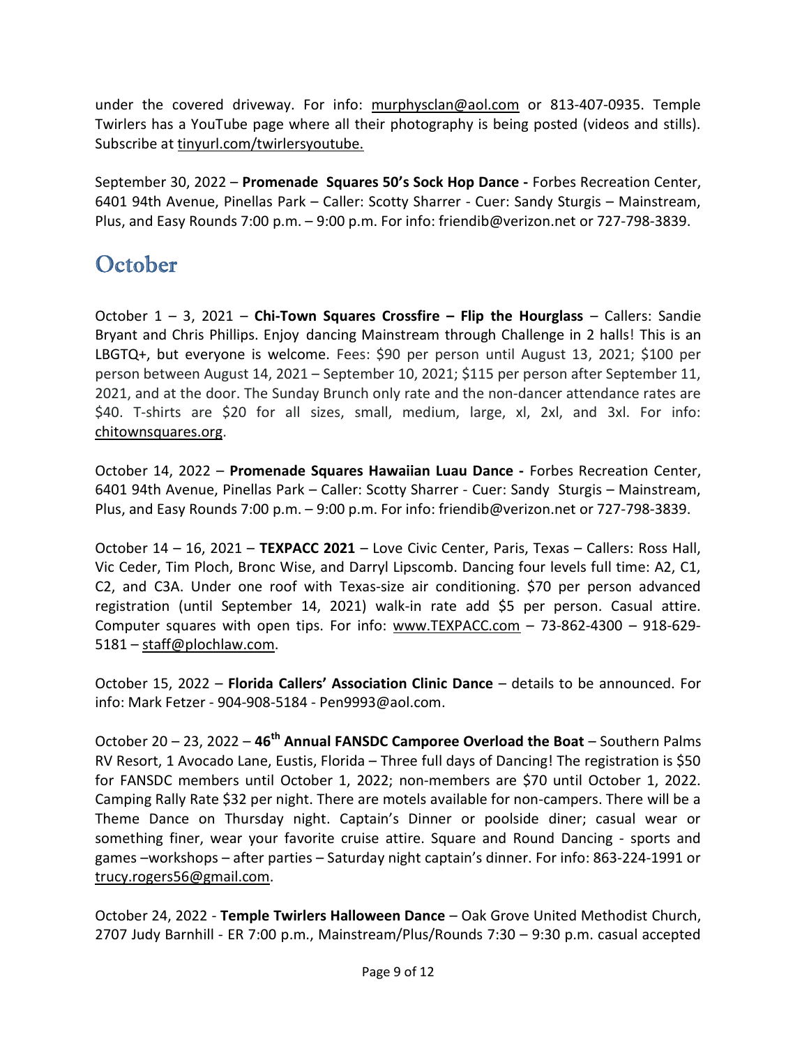under the covered driveway. For info: murphysclan@aol.com or 813-407-0935. Temple Twirlers has a YouTube page where all their photography is being posted (videos and stills). Subscribe at tinyurl.com/twirlersyoutube.

September 30, 2022 – **Promenade Squares 50's Sock Hop Dance -** Forbes Recreation Center, 6401 94th Avenue, Pinellas Park – Caller: Scotty Sharrer - Cuer: Sandy Sturgis – Mainstream, Plus, and Easy Rounds 7:00 p.m. – 9:00 p.m. For info: friendib@verizon.net or 727-798-3839.

## October

October 1 – 3, 2021 – **Chi-Town Squares Crossfire – Flip the Hourglass** – Callers: Sandie Bryant and Chris Phillips. Enjoy dancing Mainstream through Challenge in 2 halls! This is an LBGTQ+, but everyone is welcome. Fees: $90 per person until August 13, 2021; $100 per person between August 14, 2021 – September 10, 2021; $115 per person after September 11, 2021, and at the door. The Sunday Brunch only rate and the non-dancer attendance rates are $40. T-shirts are $20 for all sizes, small, medium, large, xl, 2xl, and 3xl. For info: chitownsquares.org.

October 14, 2022 – **Promenade Squares Hawaiian Luau Dance -** Forbes Recreation Center, 6401 94th Avenue, Pinellas Park – Caller: Scotty Sharrer - Cuer: Sandy Sturgis – Mainstream, Plus, and Easy Rounds 7:00 p.m. – 9:00 p.m. For info: friendib@verizon.net or 727-798-3839.

October 14 – 16, 2021 – **TEXPACC 2021** – Love Civic Center, Paris, Texas – Callers: Ross Hall, Vic Ceder, Tim Ploch, Bronc Wise, and Darryl Lipscomb. Dancing four levels full time: A2, C1, C2, and C3A. Under one roof with Texas-size air conditioning. $70 per person advanced registration (until September 14, 2021) walk-in rate add $5 per person. Casual attire. Computer squares with open tips. For info: www.TEXPACC.com – 73-862-4300 – 918-629-5181 – staff@plochlaw.com.

October 15, 2022 – **Florida Callers' Association Clinic Dance** – details to be announced. For info: Mark Fetzer - 904-908-5184 - Pen9993@aol.com.

October 20 – 23, 2022 – **46th Annual FANSDC Camporee Overload the Boat** – Southern Palms RV Resort, 1 Avocado Lane, Eustis, Florida – Three full days of Dancing! The registration is $50 for FANSDC members until October 1, 2022; non-members are $70 until October 1, 2022. Camping Rally Rate $32 per night. There are motels available for non-campers. There will be a Theme Dance on Thursday night. Captain's Dinner or poolside diner; casual wear or something finer, wear your favorite cruise attire. Square and Round Dancing - sports and games –workshops – after parties – Saturday night captain's dinner. For info: 863-224-1991 or trucy.rogers56@gmail.com.

October 24, 2022 - **Temple Twirlers Halloween Dance** – Oak Grove United Methodist Church, 2707 Judy Barnhill - ER 7:00 p.m., Mainstream/Plus/Rounds 7:30 – 9:30 p.m. casual accepted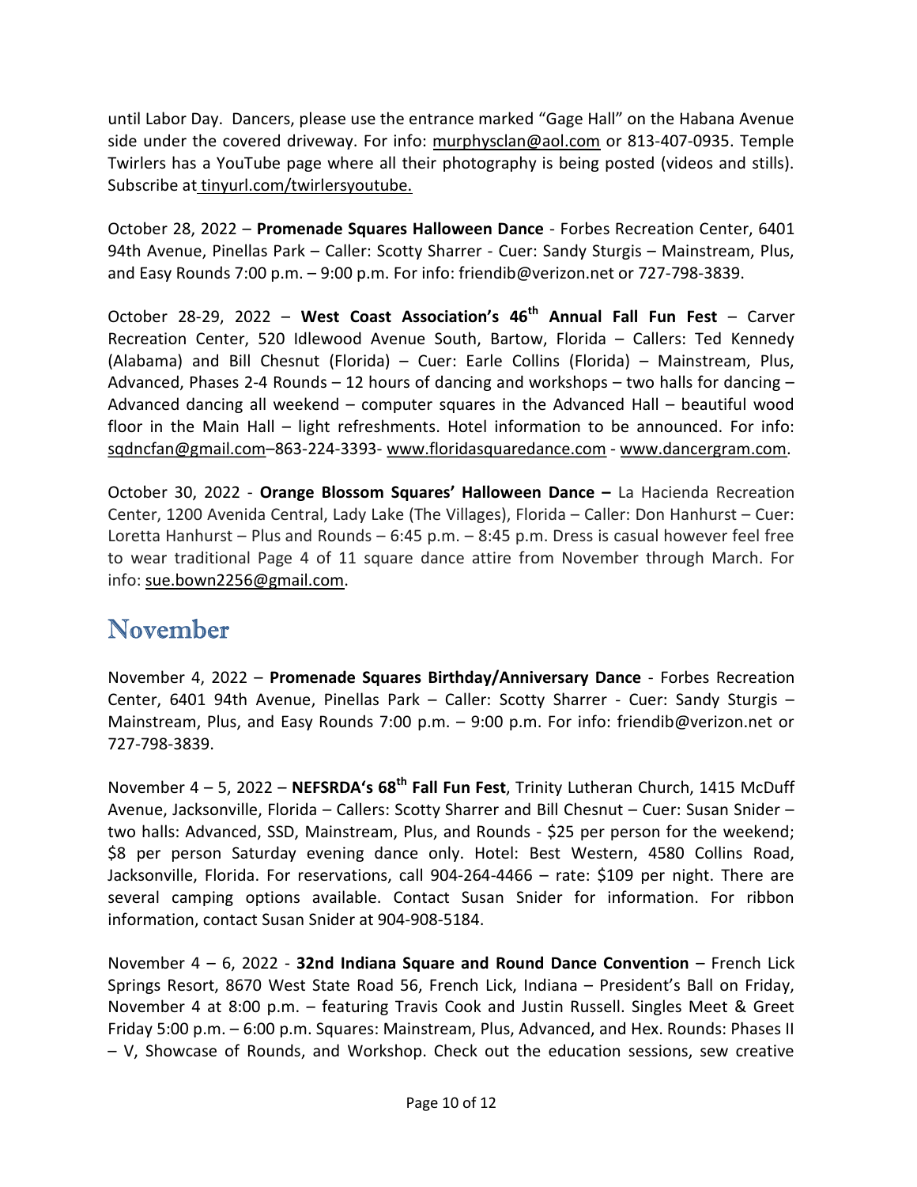until Labor Day. Dancers, please use the entrance marked "Gage Hall" on the Habana Avenue side under the covered driveway. For info: murphysclan@aol.com or 813-407-0935. Temple Twirlers has a YouTube page where all their photography is being posted (videos and stills). Subscribe at tinyurl.com/twirlersyoutube.

October 28, 2022 – **Promenade Squares Halloween Dance** - Forbes Recreation Center, 6401 94th Avenue, Pinellas Park – Caller: Scotty Sharrer - Cuer: Sandy Sturgis – Mainstream, Plus, and Easy Rounds 7:00 p.m. – 9:00 p.m. For info: friendib@verizon.net or 727-798-3839.

October 28-29, 2022 – **West Coast Association's 46th Annual Fall Fun Fest** – Carver Recreation Center, 520 Idlewood Avenue South, Bartow, Florida – Callers: Ted Kennedy (Alabama) and Bill Chesnut (Florida) – Cuer: Earle Collins (Florida) – Mainstream, Plus, Advanced, Phases 2-4 Rounds – 12 hours of dancing and workshops – two halls for dancing – Advanced dancing all weekend – computer squares in the Advanced Hall – beautiful wood floor in the Main Hall – light refreshments. Hotel information to be announced. For info: sqdncfan@gmail.com–863-224-3393- www.floridasquaredance.com - www.dancergram.com.

October 30, 2022 - **Orange Blossom Squares' Halloween Dance –** La Hacienda Recreation Center, 1200 Avenida Central, Lady Lake (The Villages), Florida – Caller: Don Hanhurst – Cuer: Loretta Hanhurst – Plus and Rounds – 6:45 p.m. – 8:45 p.m. Dress is casual however feel free to wear traditional Page 4 of 11 square dance attire from November through March. For info: sue.bown2256@gmail.com.

## November

November 4, 2022 – **Promenade Squares Birthday/Anniversary Dance** - Forbes Recreation Center, 6401 94th Avenue, Pinellas Park – Caller: Scotty Sharrer - Cuer: Sandy Sturgis – Mainstream, Plus, and Easy Rounds 7:00 p.m. – 9:00 p.m. For info: friendib@verizon.net or 727-798-3839.

November 4 – 5, 2022 – **NEFSRDA's 68th Fall Fun Fest**, Trinity Lutheran Church, 1415 McDuff Avenue, Jacksonville, Florida – Callers: Scotty Sharrer and Bill Chesnut – Cuer: Susan Snider – two halls: Advanced, SSD, Mainstream, Plus, and Rounds - $25 per person for the weekend; $8 per person Saturday evening dance only. Hotel: Best Western, 4580 Collins Road, Jacksonville, Florida. For reservations, call 904-264-4466 – rate: $109 per night. There are several camping options available. Contact Susan Snider for information. For ribbon information, contact Susan Snider at 904-908-5184.

November 4 – 6, 2022 - **32nd Indiana Square and Round Dance Convention** – French Lick Springs Resort, 8670 West State Road 56, French Lick, Indiana – President's Ball on Friday, November 4 at 8:00 p.m. – featuring Travis Cook and Justin Russell. Singles Meet & Greet Friday 5:00 p.m. – 6:00 p.m. Squares: Mainstream, Plus, Advanced, and Hex. Rounds: Phases II – V, Showcase of Rounds, and Workshop. Check out the education sessions, sew creative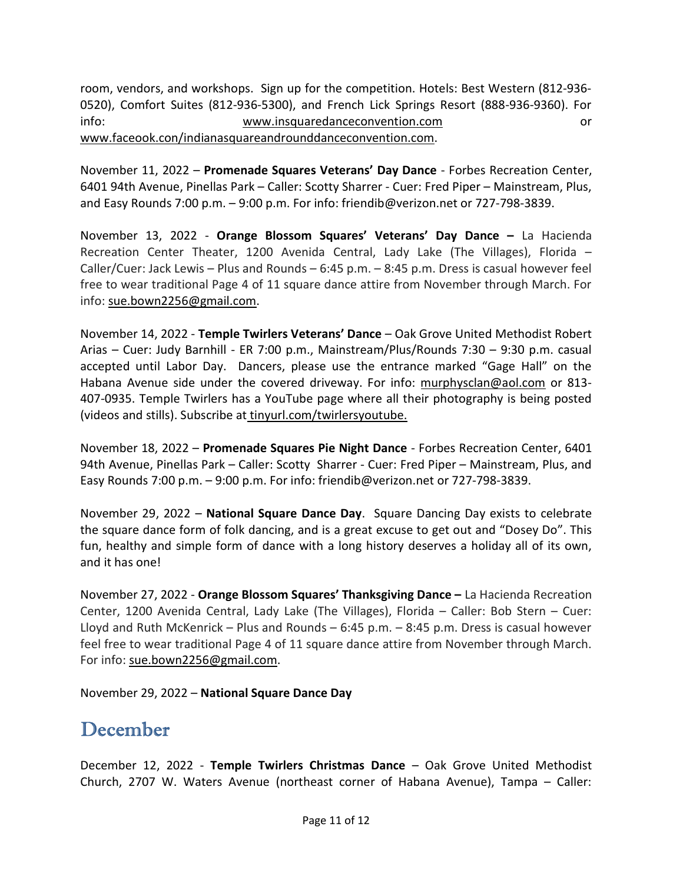room, vendors, and workshops. Sign up for the competition. Hotels: Best Western (812-936-0520), Comfort Suites (812-936-5300), and French Lick Springs Resort (888-936-9360). For info: www.insquaredanceconvention.com or www.faceook.con/indianasquareandrounddanceconvention.com.

November 11, 2022 – **Promenade Squares Veterans' Day Dance** - Forbes Recreation Center, 6401 94th Avenue, Pinellas Park – Caller: Scotty Sharrer - Cuer: Fred Piper – Mainstream, Plus, and Easy Rounds 7:00 p.m. – 9:00 p.m. For info: friendib@verizon.net or 727-798-3839.

November 13, 2022 - **Orange Blossom Squares' Veterans' Day Dance –** La Hacienda Recreation Center Theater, 1200 Avenida Central, Lady Lake (The Villages), Florida – Caller/Cuer: Jack Lewis – Plus and Rounds – 6:45 p.m. – 8:45 p.m. Dress is casual however feel free to wear traditional Page 4 of 11 square dance attire from November through March. For info: sue.bown2256@gmail.com.

November 14, 2022 - **Temple Twirlers Veterans' Dance** – Oak Grove United Methodist Robert Arias – Cuer: Judy Barnhill - ER 7:00 p.m., Mainstream/Plus/Rounds 7:30 – 9:30 p.m. casual accepted until Labor Day. Dancers, please use the entrance marked "Gage Hall" on the Habana Avenue side under the covered driveway. For info: murphysclan@aol.com or 813-407-0935. Temple Twirlers has a YouTube page where all their photography is being posted (videos and stills). Subscribe at tinyurl.com/twirlersyoutube.

November 18, 2022 – **Promenade Squares Pie Night Dance** - Forbes Recreation Center, 6401 94th Avenue, Pinellas Park – Caller: Scotty Sharrer - Cuer: Fred Piper – Mainstream, Plus, and Easy Rounds 7:00 p.m. – 9:00 p.m. For info: friendib@verizon.net or 727-798-3839.

November 29, 2022 – **National Square Dance Day**. Square Dancing Day exists to celebrate the square dance form of folk dancing, and is a great excuse to get out and "Dosey Do". This fun, healthy and simple form of dance with a long history deserves a holiday all of its own, and it has one!

November 27, 2022 - **Orange Blossom Squares' Thanksgiving Dance –** La Hacienda Recreation Center, 1200 Avenida Central, Lady Lake (The Villages), Florida – Caller: Bob Stern – Cuer: Lloyd and Ruth McKenrick – Plus and Rounds – 6:45 p.m. – 8:45 p.m. Dress is casual however feel free to wear traditional Page 4 of 11 square dance attire from November through March. For info: sue.bown2256@gmail.com.

November 29, 2022 – **National Square Dance Day**

## December

December 12, 2022 - **Temple Twirlers Christmas Dance** – Oak Grove United Methodist Church, 2707 W. Waters Avenue (northeast corner of Habana Avenue), Tampa – Caller: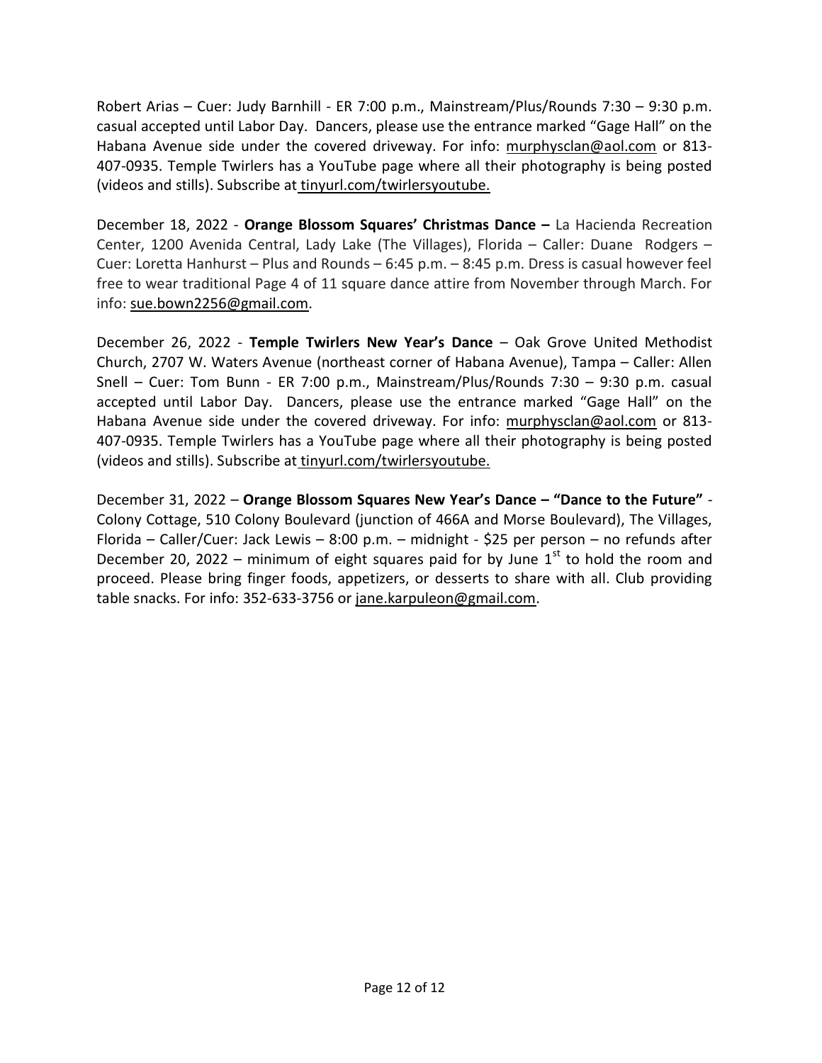Robert Arias – Cuer: Judy Barnhill - ER 7:00 p.m., Mainstream/Plus/Rounds 7:30 – 9:30 p.m. casual accepted until Labor Day. Dancers, please use the entrance marked "Gage Hall" on the Habana Avenue side under the covered driveway. For info: murphysclan@aol.com or 813-407-0935. Temple Twirlers has a YouTube page where all their photography is being posted (videos and stills). Subscribe at tinyurl.com/twirlersyoutube.

December 18, 2022 - **Orange Blossom Squares' Christmas Dance –** La Hacienda Recreation Center, 1200 Avenida Central, Lady Lake (The Villages), Florida – Caller: Duane Rodgers – Cuer: Loretta Hanhurst – Plus and Rounds – 6:45 p.m. – 8:45 p.m. Dress is casual however feel free to wear traditional Page 4 of 11 square dance attire from November through March. For info: sue.bown2256@gmail.com.

December 26, 2022 - **Temple Twirlers New Year's Dance** – Oak Grove United Methodist Church, 2707 W. Waters Avenue (northeast corner of Habana Avenue), Tampa – Caller: Allen Snell – Cuer: Tom Bunn - ER 7:00 p.m., Mainstream/Plus/Rounds 7:30 – 9:30 p.m. casual accepted until Labor Day. Dancers, please use the entrance marked "Gage Hall" on the Habana Avenue side under the covered driveway. For info: murphysclan@aol.com or 813-407-0935. Temple Twirlers has a YouTube page where all their photography is being posted (videos and stills). Subscribe at tinyurl.com/twirlersyoutube.

December 31, 2022 – **Orange Blossom Squares New Year's Dance – "Dance to the Future"** - Colony Cottage, 510 Colony Boulevard (junction of 466A and Morse Boulevard), The Villages, Florida – Caller/Cuer: Jack Lewis – 8:00 p.m. – midnight - $25 per person – no refunds after December 20, 2022 – minimum of eight squares paid for by June 1st to hold the room and proceed. Please bring finger foods, appetizers, or desserts to share with all. Club providing table snacks. For info: 352-633-3756 or jane.karpuleon@gmail.com.